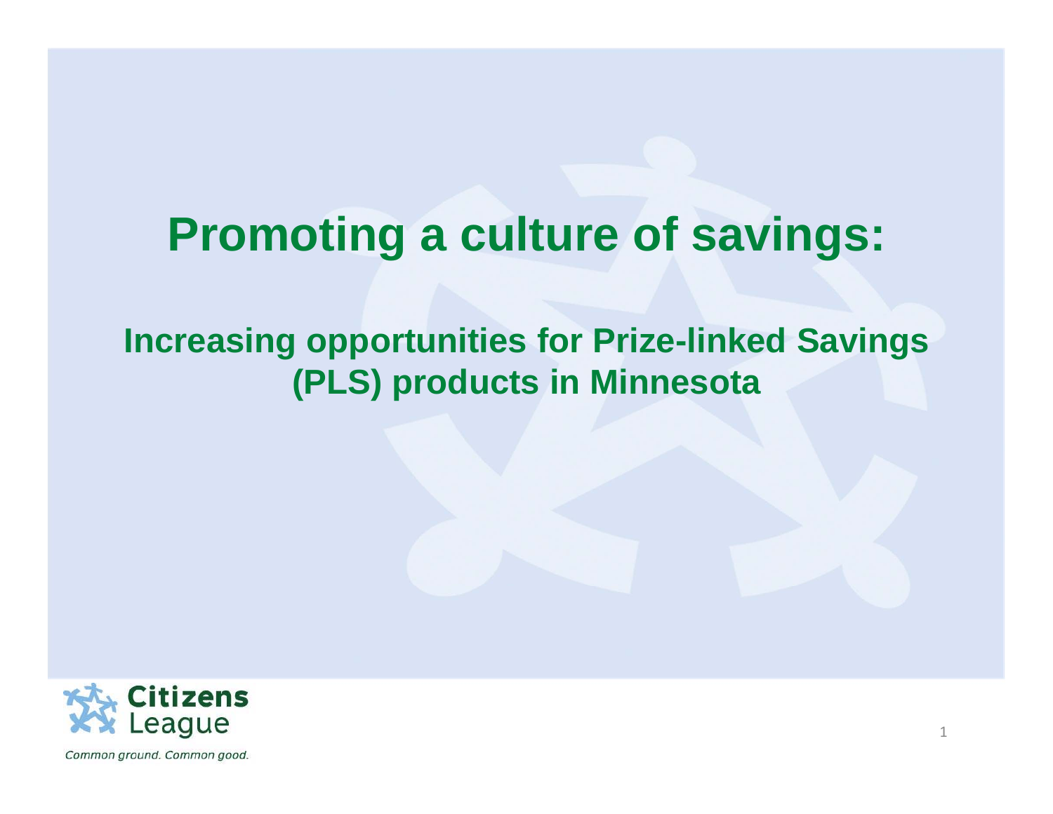# Promoting a culture of savings:

## Increasing opportunities for Prize-linked Savings (PLS) products in Minnesota

Citizens League

*Common ground. Common good.*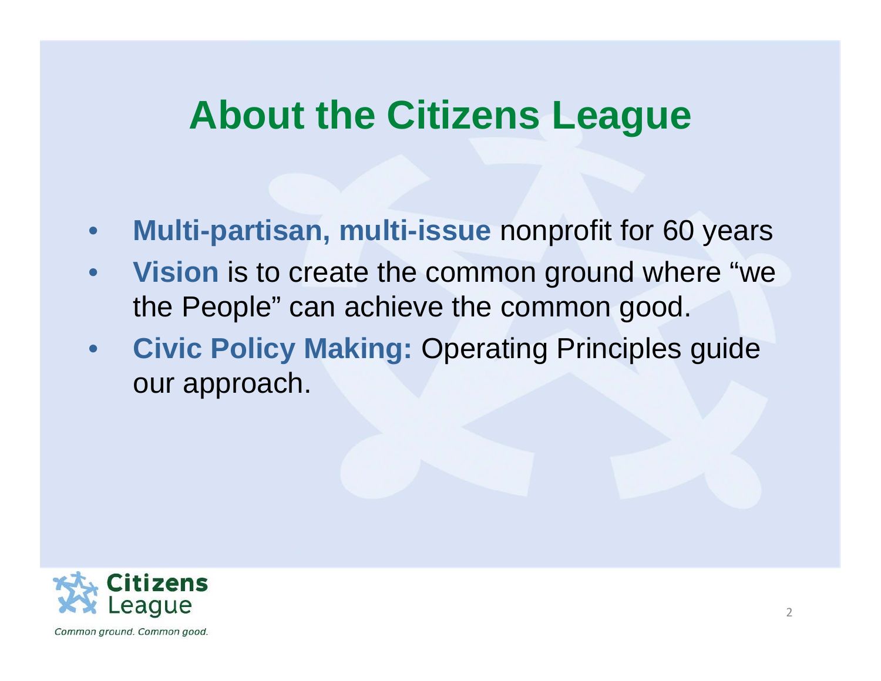# About the Citizens League

- **Multi-partisan, multi-issue** nonprofit for 60 years
- **Vision** is to create the common ground where "we the People" can achieve the common good.
- **Civic Policy Making:** Operating Principles guide our approach.

Citizens League

*Common ground. Common good.*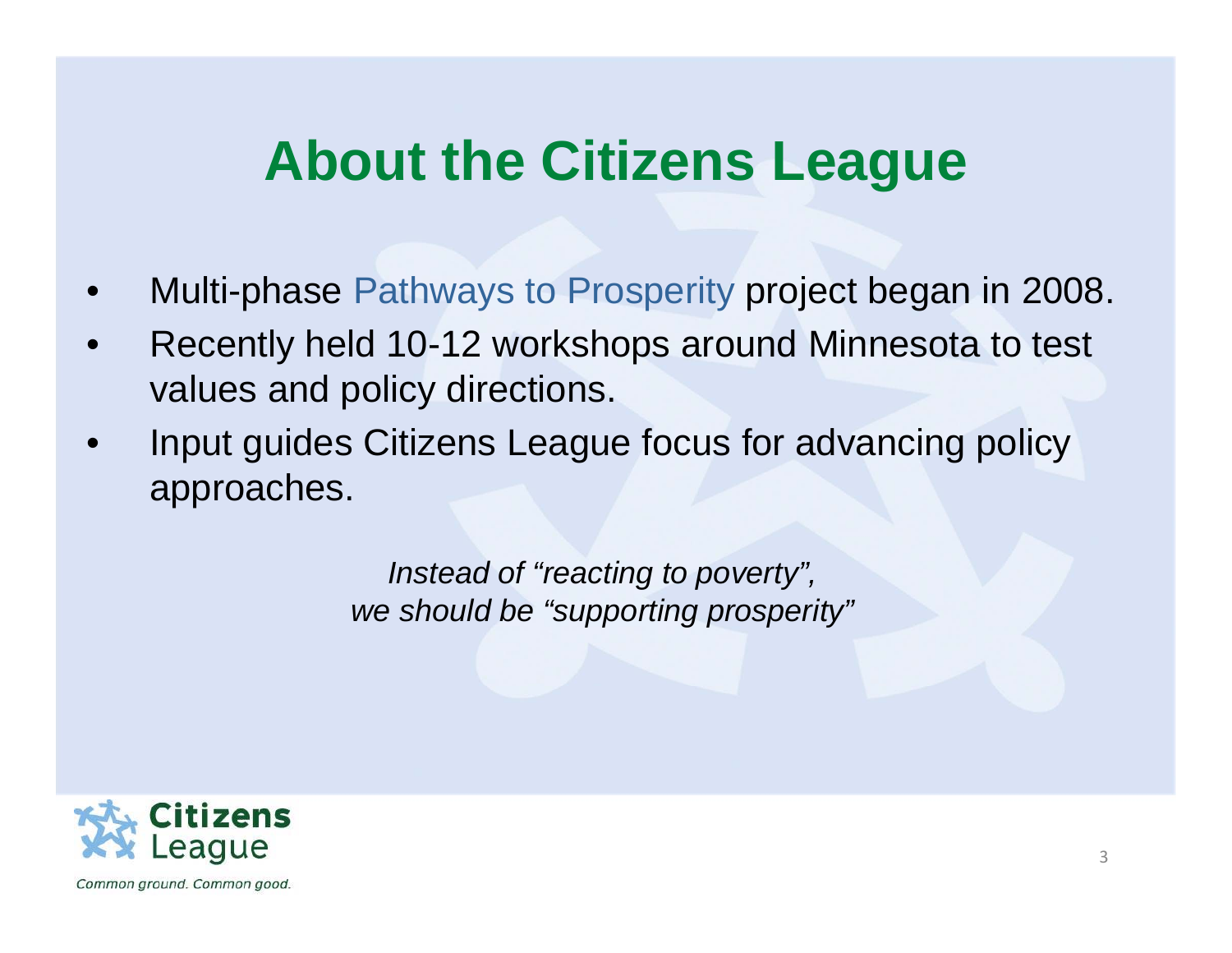# About the Citizens League

- Multi-phase Pathways to Prosperity project began in 2008.
- Recently held 10-12 workshops around Minnesota to test values and policy directions.
- Input guides Citizens League focus for advancing policy approaches.

*Instead of "reacting to poverty",*
*we should be "supporting prosperity"*

Citizens League

*Common ground. Common good.*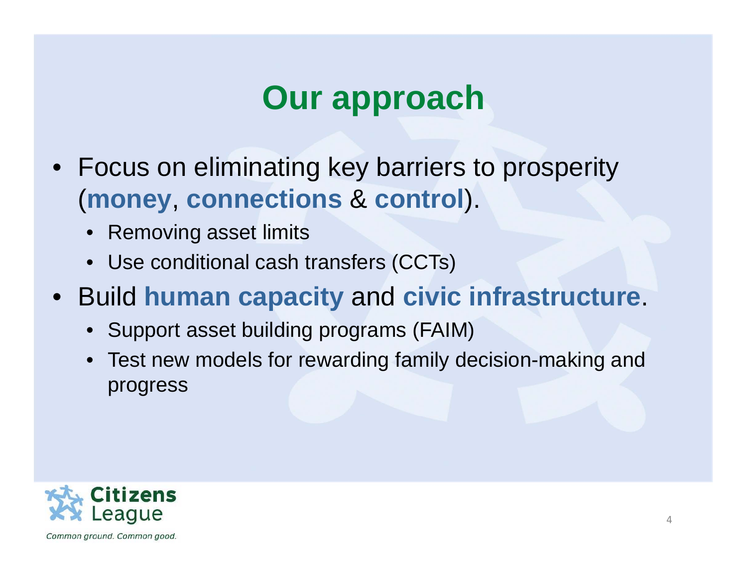# Our approach

- Focus on eliminating key barriers to prosperity (**money**, **connections** & **control**).
  - Removing asset limits
  - Use conditional cash transfers (CCTs)
- Build **human capacity** and **civic infrastructure**.
  - Support asset building programs (FAIM)
  - Test new models for rewarding family decision-making and progress

Citizens League

*Common ground. Common good.*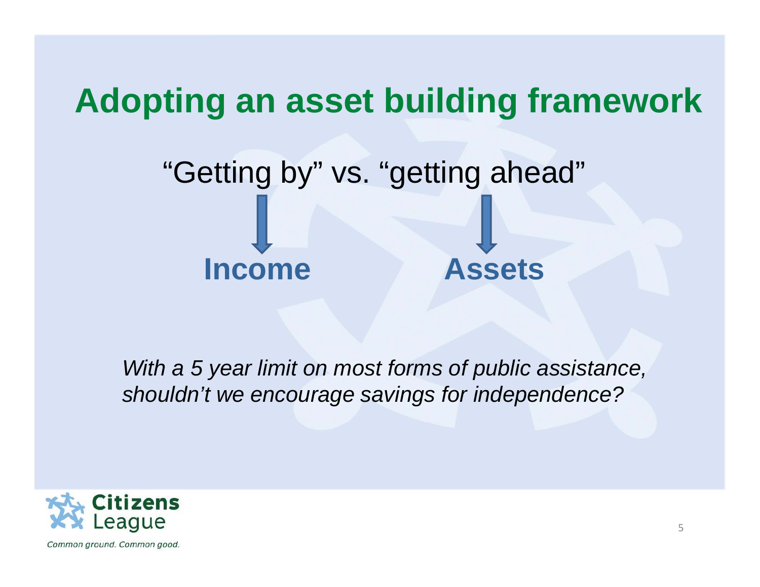# Adopting an asset building framework

"Getting by" vs. "getting ahead"

**Income** **Assets**

*With a 5 year limit on most forms of public assistance, shouldn't we encourage savings for independence?*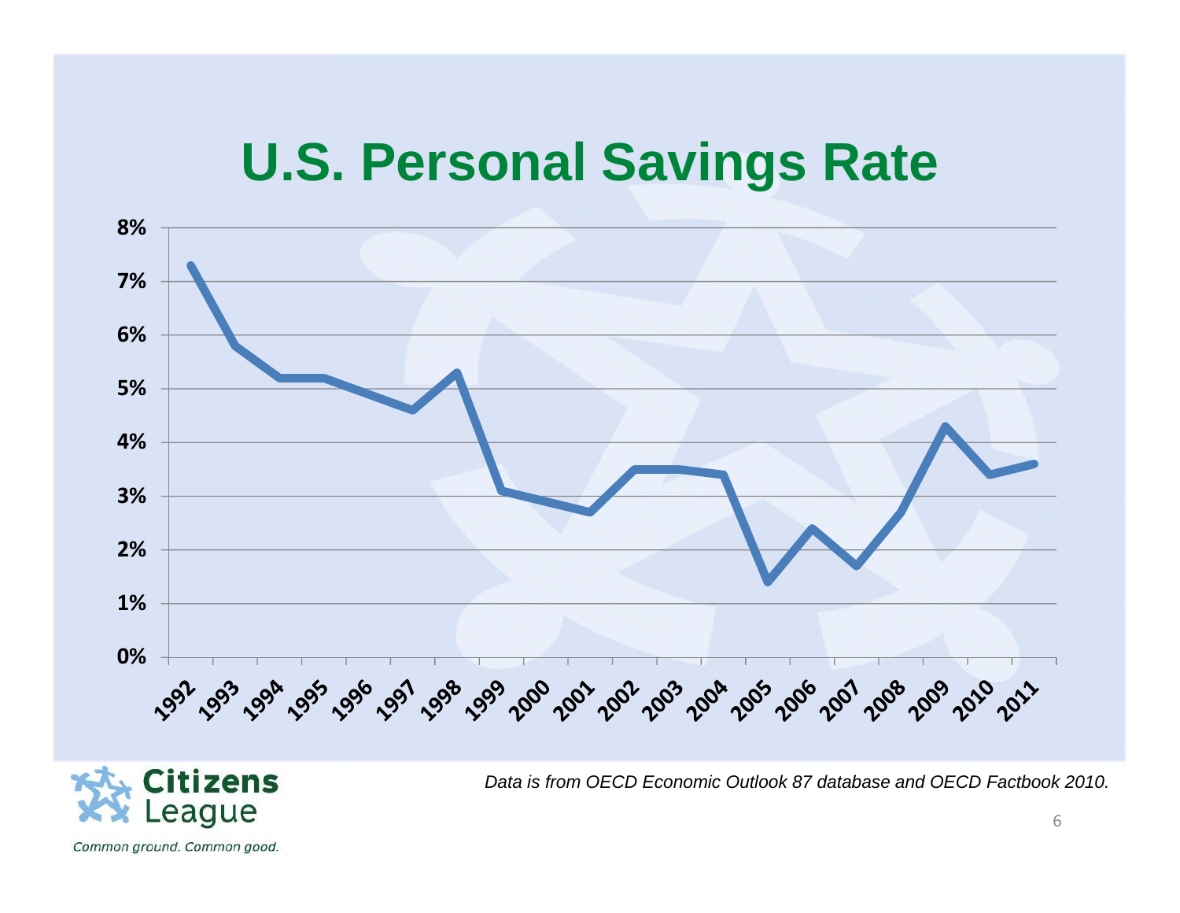# U.S. Personal Savings Rate

8%
7%
6%
5%
4%
3%
2%
1%
0%

1992 1993 1994 1995 1996 1997 1998 1999 2000 2001 2002 2003 2004 2005 2006 2007 2008 2009 2010 2011

*Data is from OECD Economic Outlook 87 database and OECD Factbook 2010.*

Citizens League

*Common ground. Common good.*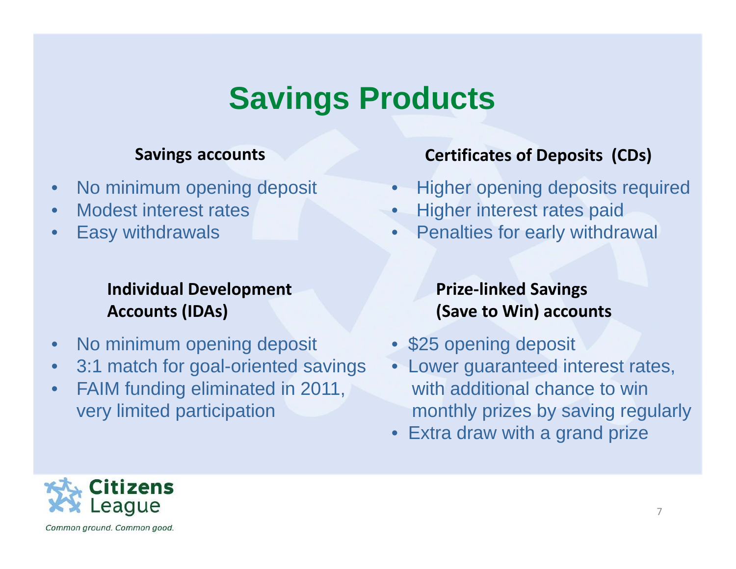# Savings Products

### Savings accounts

- No minimum opening deposit
- Modest interest rates
- Easy withdrawals

### Certificates of Deposits (CDs)

- Higher opening deposits required
- Higher interest rates paid
- Penalties for early withdrawal

### Individual Development Accounts (IDAs)

- No minimum opening deposit
- 3:1 match for goal-oriented savings
- FAIM funding eliminated in 2011, very limited participation

### Prize-linked Savings (Save to Win) accounts

- $25 opening deposit
- Lower guaranteed interest rates, with additional chance to win monthly prizes by saving regularly
- Extra draw with a grand prize

Citizens League

*Common ground. Common good.*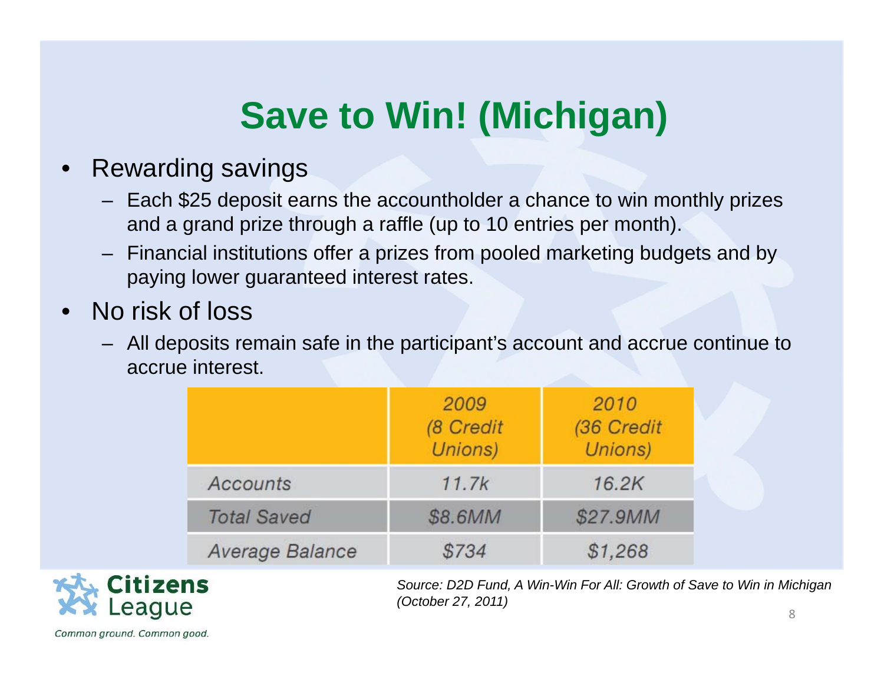# Save to Win! (Michigan)

- Rewarding savings
  - Each $25 deposit earns the accountholder a chance to win monthly prizes and a grand prize through a raffle (up to 10 entries per month).
  - Financial institutions offer a prizes from pooled marketing budgets and by paying lower guaranteed interest rates.
- No risk of loss
  - All deposits remain safe in the participant's account and accrue continue to accrue interest.

| | 2009 (8 Credit Unions) | 2010 (36 Credit Unions) |
|---|---|---|
| *Accounts* | *11.7k* | *16.2K* |
| *Total Saved* | *$8.6MM* | *$27.9MM* |
| *Average Balance* | *$734* | *$1,268* |

*Source: D2D Fund, A Win-Win For All: Growth of Save to Win in Michigan (October 27, 2011)*

Citizens League

Common ground. Common good.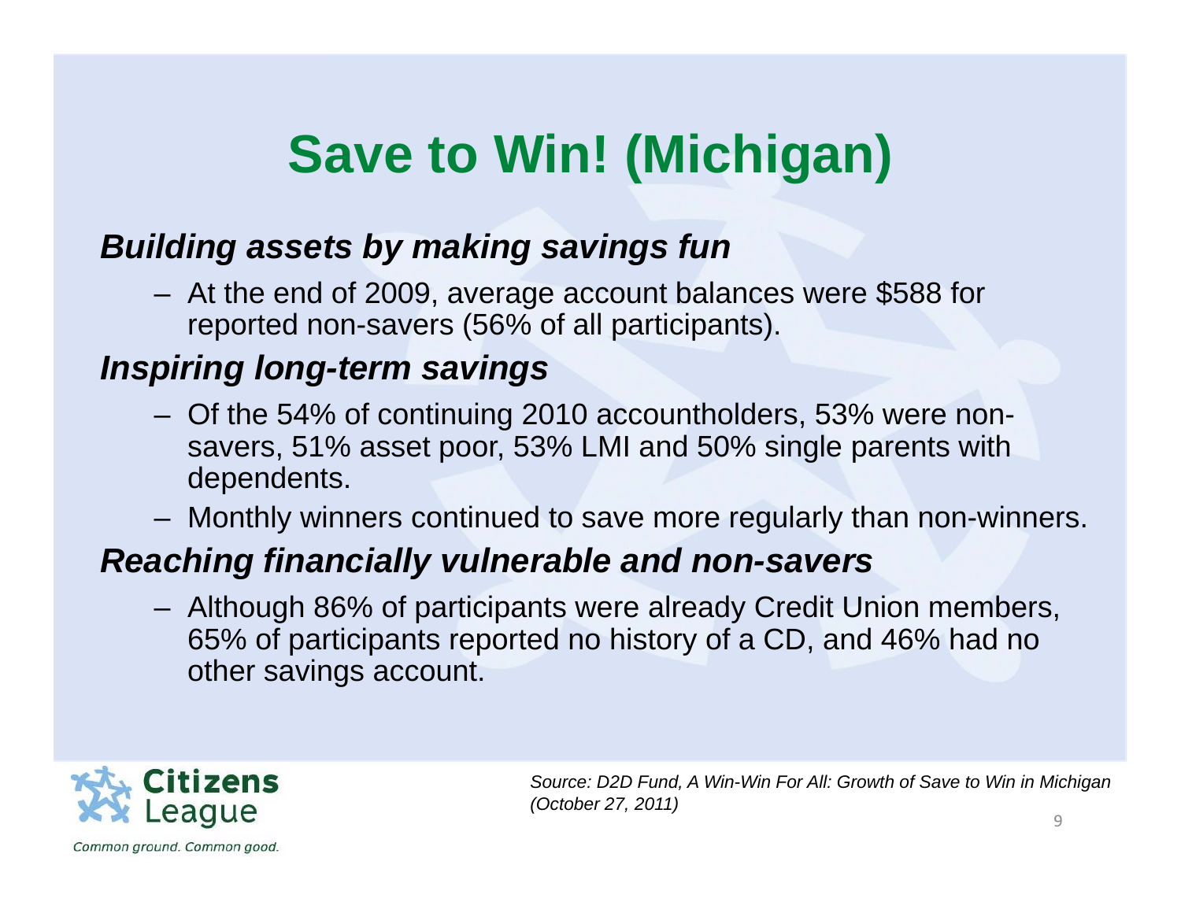# Save to Win! (Michigan)

***Building assets by making savings fun***

- At the end of 2009, average account balances were $588 for reported non-savers (56% of all participants).

***Inspiring long-term savings***

- Of the 54% of continuing 2010 accountholders, 53% were non-savers, 51% asset poor, 53% LMI and 50% single parents with dependents.
- Monthly winners continued to save more regularly than non-winners.

***Reaching financially vulnerable and non-savers***

- Although 86% of participants were already Credit Union members, 65% of participants reported no history of a CD, and 46% had no other savings account.

Citizens League

*Common ground. Common good.*

*Source: D2D Fund, A Win-Win For All: Growth of Save to Win in Michigan (October 27, 2011)*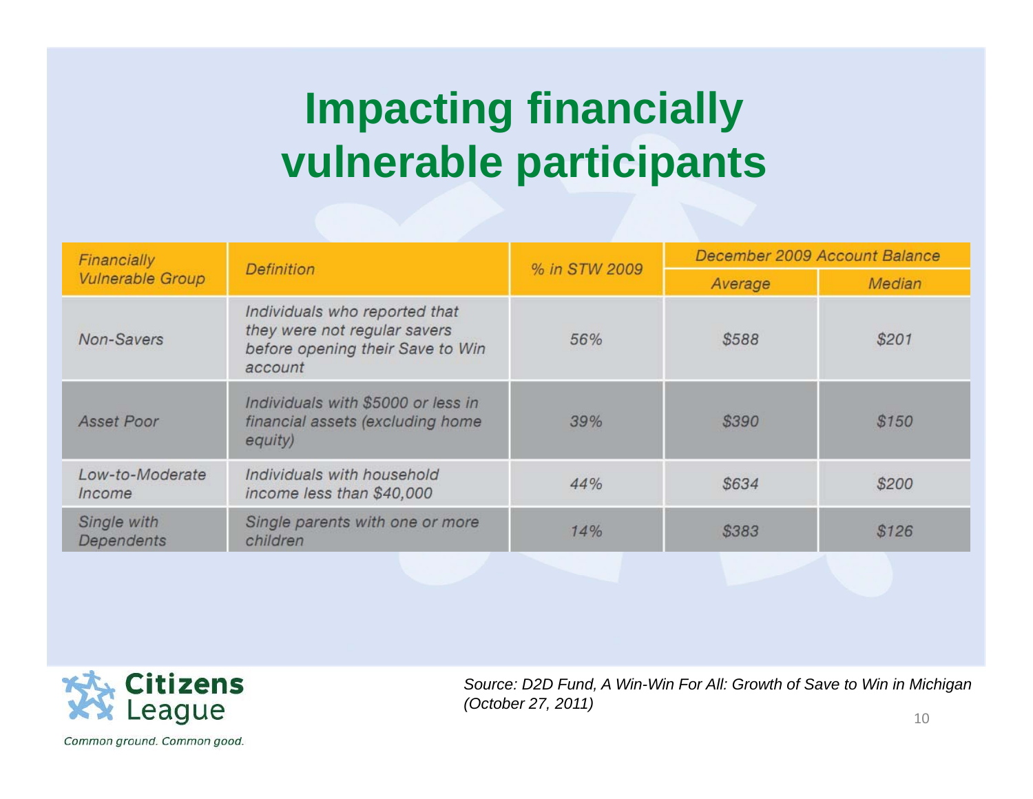# Impacting financially vulnerable participants

| Financially Vulnerable Group | Definition | % in STW 2009 | December 2009 Account Balance | |
|---|---|---|---|---|
| | | | Average | Median |
| Non-Savers | Individuals who reported that they were not regular savers before opening their Save to Win account | 56% | $588 | $201 |
| Asset Poor | Individuals with $5000 or less in financial assets (excluding home equity) | 39% | $390 | $150 |
| Low-to-Moderate Income | Individuals with household income less than $40,000 | 44% | $634 | $200 |
| Single with Dependents | Single parents with one or more children | 14% | $383 | $126 |

Citizens League

Common ground. Common good.

*Source: D2D Fund, A Win-Win For All: Growth of Save to Win in Michigan (October 27, 2011)*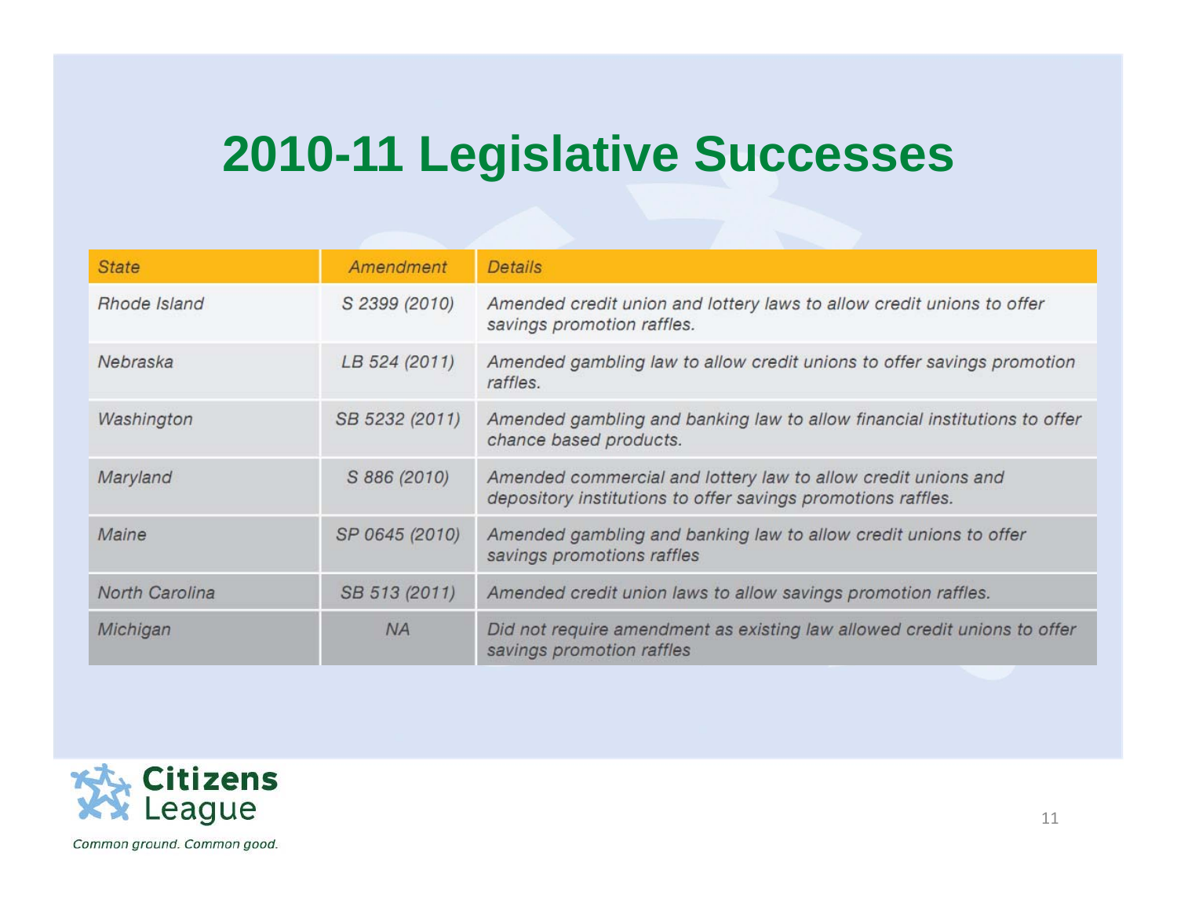# 2010-11 Legislative Successes

| State | Amendment | Details |
|---|---|---|
| Rhode Island | S 2399 (2010) | Amended credit union and lottery laws to allow credit unions to offer savings promotion raffles. |
| Nebraska | LB 524 (2011) | Amended gambling law to allow credit unions to offer savings promotion raffles. |
| Washington | SB 5232 (2011) | Amended gambling and banking law to allow financial institutions to offer chance based products. |
| Maryland | S 886 (2010) | Amended commercial and lottery law to allow credit unions and depository institutions to offer savings promotions raffles. |
| Maine | SP 0645 (2010) | Amended gambling and banking law to allow credit unions to offer savings promotions raffles |
| North Carolina | SB 513 (2011) | Amended credit union laws to allow savings promotion raffles. |
| Michigan | NA | Did not require amendment as existing law allowed credit unions to offer savings promotion raffles |

Citizens League

Common ground. Common good.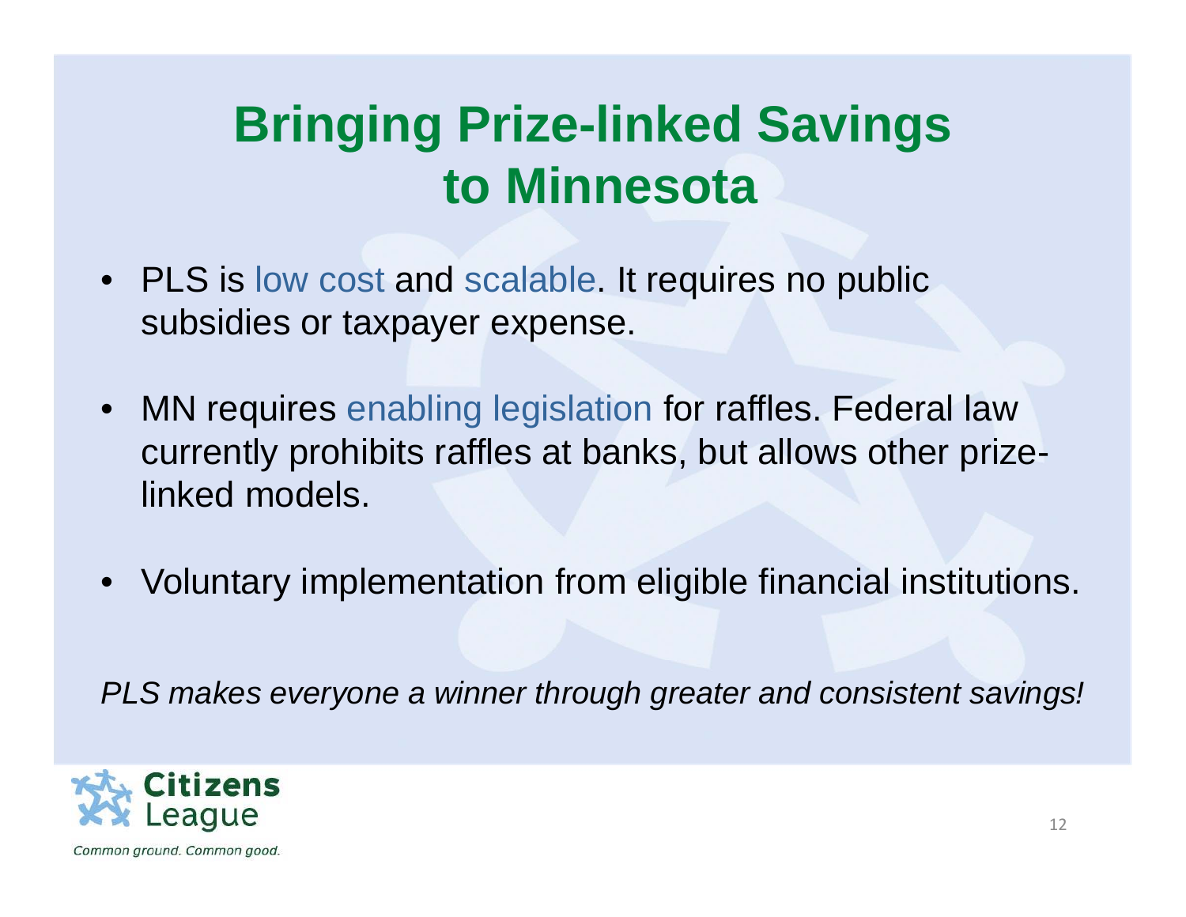# Bringing Prize-linked Savings to Minnesota

- PLS is low cost and scalable. It requires no public subsidies or taxpayer expense.
- MN requires enabling legislation for raffles. Federal law currently prohibits raffles at banks, but allows other prize-linked models.
- Voluntary implementation from eligible financial institutions.

*PLS makes everyone a winner through greater and consistent savings!*

Citizens League

*Common ground. Common good.*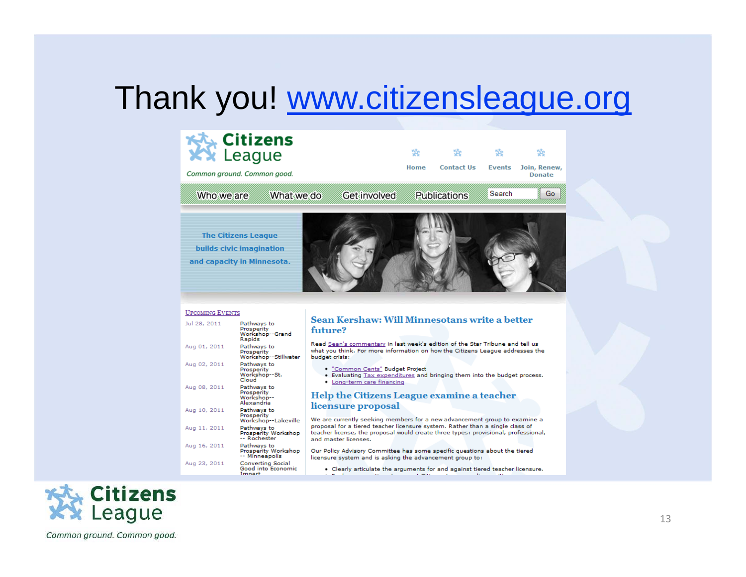# Thank you! www.citizensleague.org

Citizens League

*Common ground. Common good.*

Home | Contact Us | Events | Join, Renew, Donate

Who we are | What we do | Get involved | Publications | Search | Go

The Citizens League builds civic imagination and capacity in Minnesota.

UPCOMING EVENTS

| | |
|---|---|
| Jul 28, 2011 | Pathways to Prosperity Workshop--Grand Rapids |
| Aug 01, 2011 | Pathways to Prosperity Workshop--Stillwater |
| Aug 02, 2011 | Pathways to Prosperity Workshop--St. Cloud |
| Aug 08, 2011 | Pathways to Prosperity Workshop--Alexandria |
| Aug 10, 2011 | Pathways to Prosperity Workshop--Lakeville |
| Aug 11, 2011 | Pathways to Prosperity Workshop -- Rochester |
| Aug 16, 2011 | Pathways to Prosperity Workshop -- Minneapolis |
| Aug 23, 2011 | Converting Social Good into Economic Impact |

## Sean Kershaw: Will Minnesotans write a better future?

Read Sean's commentary in last week's edition of the Star Tribune and tell us what you think. For more information on how the Citizens League addresses the budget crisis:

- "Common Cents" Budget Project
- Evaluating Tax expenditures and bringing them into the budget process.
- Long-term care financing

## Help the Citizens League examine a teacher licensure proposal

We are currently seeking members for a new advancement group to examine a proposal for a tiered teacher licensure system. Rather than a single class of teacher license, the proposal would create three types: provisional, professional, and master licenses.

Our Policy Advisory Committee has some specific questions about the tiered licensure system and is asking the advancement group to:

- Clearly articulate the arguments for and against tiered teacher licensure.

Citizens League

*Common ground. Common good.*